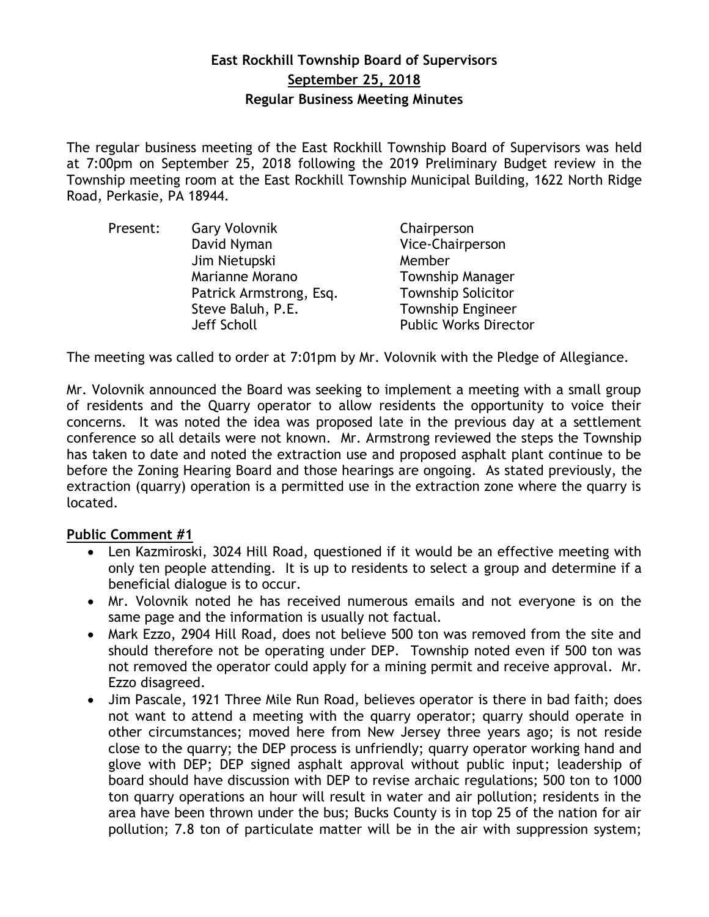# East Rockhill Township Board of Supervisors

## September 25, 2018

### Regular Business Meeting Minutes

The regular business meeting of the East Rockhill Township Board of Supervisors was held at 7:00pm on September 25, 2018 following the 2019 Preliminary Budget review in the Township meeting room at the East Rockhill Township Municipal Building, 1622 North Ridge Road, Perkasie, PA 18944.

| Present: | | |
|---|---|---|
| | Gary Volovnik | Chairperson |
| | David Nyman | Vice-Chairperson |
| | Jim Nietupski | Member |
| | Marianne Morano | Township Manager |
| | Patrick Armstrong, Esq. | Township Solicitor |
| | Steve Baluh, P.E. | Township Engineer |
| | Jeff Scholl | Public Works Director |

The meeting was called to order at 7:01pm by Mr. Volovnik with the Pledge of Allegiance.

Mr. Volovnik announced the Board was seeking to implement a meeting with a small group of residents and the Quarry operator to allow residents the opportunity to voice their concerns. It was noted the idea was proposed late in the previous day at a settlement conference so all details were not known. Mr. Armstrong reviewed the steps the Township has taken to date and noted the extraction use and proposed asphalt plant continue to be before the Zoning Hearing Board and those hearings are ongoing. As stated previously, the extraction (quarry) operation is a permitted use in the extraction zone where the quarry is located.

**Public Comment #1**

- Len Kazmiroski, 3024 Hill Road, questioned if it would be an effective meeting with only ten people attending. It is up to residents to select a group and determine if a beneficial dialogue is to occur.
- Mr. Volovnik noted he has received numerous emails and not everyone is on the same page and the information is usually not factual.
- Mark Ezzo, 2904 Hill Road, does not believe 500 ton was removed from the site and should therefore not be operating under DEP. Township noted even if 500 ton was not removed the operator could apply for a mining permit and receive approval. Mr. Ezzo disagreed.
- Jim Pascale, 1921 Three Mile Run Road, believes operator is there in bad faith; does not want to attend a meeting with the quarry operator; quarry should operate in other circumstances; moved here from New Jersey three years ago; is not reside close to the quarry; the DEP process is unfriendly; quarry operator working hand and glove with DEP; DEP signed asphalt approval without public input; leadership of board should have discussion with DEP to revise archaic regulations; 500 ton to 1000 ton quarry operations an hour will result in water and air pollution; residents in the area have been thrown under the bus; Bucks County is in top 25 of the nation for air pollution; 7.8 ton of particulate matter will be in the air with suppression system;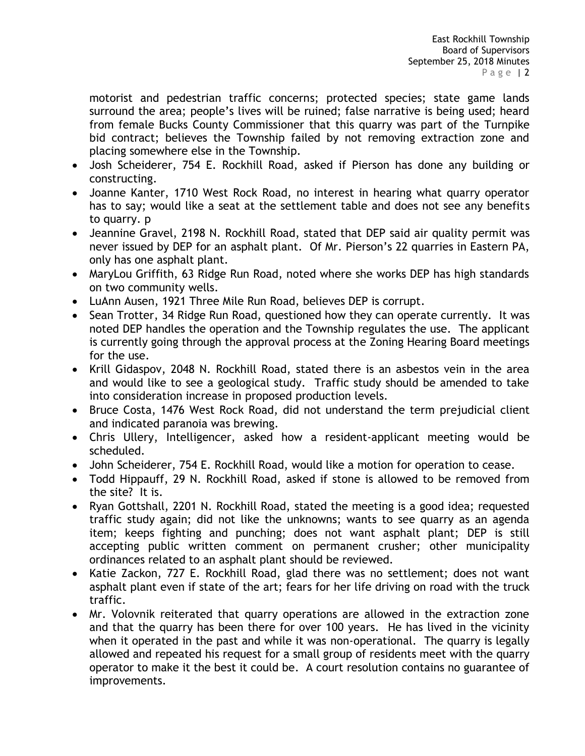motorist and pedestrian traffic concerns; protected species; state game lands surround the area; people's lives will be ruined; false narrative is being used; heard from female Bucks County Commissioner that this quarry was part of the Turnpike bid contract; believes the Township failed by not removing extraction zone and placing somewhere else in the Township.

- Josh Scheiderer, 754 E. Rockhill Road, asked if Pierson has done any building or constructing.
- Joanne Kanter, 1710 West Rock Road, no interest in hearing what quarry operator has to say; would like a seat at the settlement table and does not see any benefits to quarry. p
- Jeannine Gravel, 2198 N. Rockhill Road, stated that DEP said air quality permit was never issued by DEP for an asphalt plant. Of Mr. Pierson's 22 quarries in Eastern PA, only has one asphalt plant.
- MaryLou Griffith, 63 Ridge Run Road, noted where she works DEP has high standards on two community wells.
- LuAnn Ausen, 1921 Three Mile Run Road, believes DEP is corrupt.
- Sean Trotter, 34 Ridge Run Road, questioned how they can operate currently. It was noted DEP handles the operation and the Township regulates the use. The applicant is currently going through the approval process at the Zoning Hearing Board meetings for the use.
- Krill Gidaspov, 2048 N. Rockhill Road, stated there is an asbestos vein in the area and would like to see a geological study. Traffic study should be amended to take into consideration increase in proposed production levels.
- Bruce Costa, 1476 West Rock Road, did not understand the term prejudicial client and indicated paranoia was brewing.
- Chris Ullery, Intelligencer, asked how a resident-applicant meeting would be scheduled.
- John Scheiderer, 754 E. Rockhill Road, would like a motion for operation to cease.
- Todd Hippauff, 29 N. Rockhill Road, asked if stone is allowed to be removed from the site? It is.
- Ryan Gottshall, 2201 N. Rockhill Road, stated the meeting is a good idea; requested traffic study again; did not like the unknowns; wants to see quarry as an agenda item; keeps fighting and punching; does not want asphalt plant; DEP is still accepting public written comment on permanent crusher; other municipality ordinances related to an asphalt plant should be reviewed.
- Katie Zackon, 727 E. Rockhill Road, glad there was no settlement; does not want asphalt plant even if state of the art; fears for her life driving on road with the truck traffic.
- Mr. Volovnik reiterated that quarry operations are allowed in the extraction zone and that the quarry has been there for over 100 years. He has lived in the vicinity when it operated in the past and while it was non-operational. The quarry is legally allowed and repeated his request for a small group of residents meet with the quarry operator to make it the best it could be. A court resolution contains no guarantee of improvements.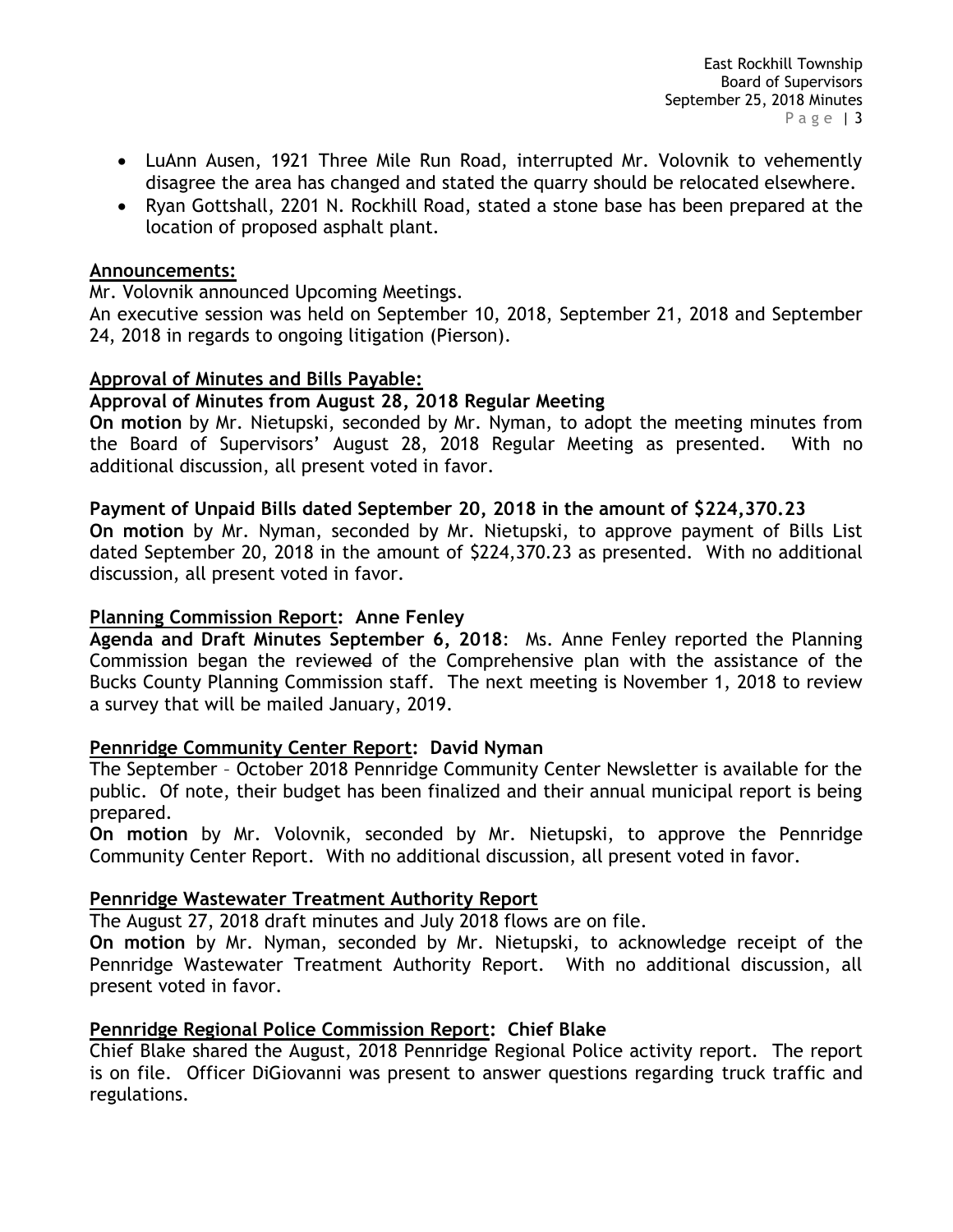- LuAnn Ausen, 1921 Three Mile Run Road, interrupted Mr. Volovnik to vehemently disagree the area has changed and stated the quarry should be relocated elsewhere.
- Ryan Gottshall, 2201 N. Rockhill Road, stated a stone base has been prepared at the location of proposed asphalt plant.

**Announcements:**

Mr. Volovnik announced Upcoming Meetings.

An executive session was held on September 10, 2018, September 21, 2018 and September 24, 2018 in regards to ongoing litigation (Pierson).

**Approval of Minutes and Bills Payable:**

**Approval of Minutes from August 28, 2018 Regular Meeting**

**On motion** by Mr. Nietupski, seconded by Mr. Nyman, to adopt the meeting minutes from the Board of Supervisors' August 28, 2018 Regular Meeting as presented. With no additional discussion, all present voted in favor.

**Payment of Unpaid Bills dated September 20, 2018 in the amount of $224,370.23**

**On motion** by Mr. Nyman, seconded by Mr. Nietupski, to approve payment of Bills List dated September 20, 2018 in the amount of $224,370.23 as presented. With no additional discussion, all present voted in favor.

**Planning Commission Report: Anne Fenley**

**Agenda and Draft Minutes September 6, 2018**: Ms. Anne Fenley reported the Planning Commission began the reviewed of the Comprehensive plan with the assistance of the Bucks County Planning Commission staff. The next meeting is November 1, 2018 to review a survey that will be mailed January, 2019.

**Pennridge Community Center Report: David Nyman**

The September – October 2018 Pennridge Community Center Newsletter is available for the public. Of note, their budget has been finalized and their annual municipal report is being prepared.

**On motion** by Mr. Volovnik, seconded by Mr. Nietupski, to approve the Pennridge Community Center Report. With no additional discussion, all present voted in favor.

**Pennridge Wastewater Treatment Authority Report**

The August 27, 2018 draft minutes and July 2018 flows are on file.

**On motion** by Mr. Nyman, seconded by Mr. Nietupski, to acknowledge receipt of the Pennridge Wastewater Treatment Authority Report. With no additional discussion, all present voted in favor.

**Pennridge Regional Police Commission Report: Chief Blake**

Chief Blake shared the August, 2018 Pennridge Regional Police activity report. The report is on file. Officer DiGiovanni was present to answer questions regarding truck traffic and regulations.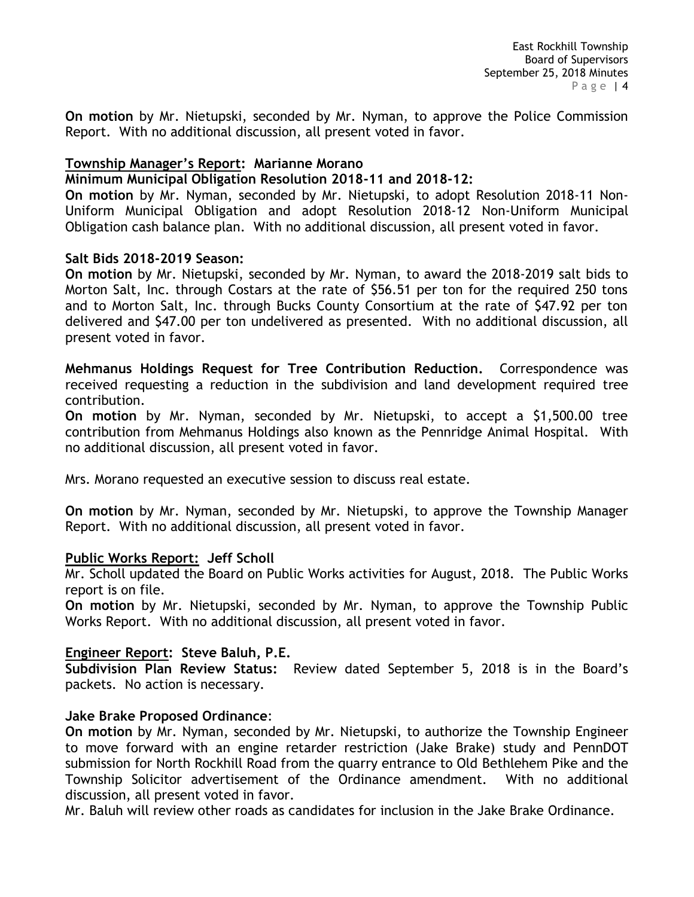**On motion** by Mr. Nietupski, seconded by Mr. Nyman, to approve the Police Commission Report. With no additional discussion, all present voted in favor.

**Township Manager's Report: Marianne Morano**

**Minimum Municipal Obligation Resolution 2018-11 and 2018-12:**

**On motion** by Mr. Nyman, seconded by Mr. Nietupski, to adopt Resolution 2018-11 Non-Uniform Municipal Obligation and adopt Resolution 2018-12 Non-Uniform Municipal Obligation cash balance plan. With no additional discussion, all present voted in favor.

**Salt Bids 2018-2019 Season:**

**On motion** by Mr. Nietupski, seconded by Mr. Nyman, to award the 2018-2019 salt bids to Morton Salt, Inc. through Costars at the rate of $56.51 per ton for the required 250 tons and to Morton Salt, Inc. through Bucks County Consortium at the rate of $47.92 per ton delivered and $47.00 per ton undelivered as presented. With no additional discussion, all present voted in favor.

**Mehmanus Holdings Request for Tree Contribution Reduction.** Correspondence was received requesting a reduction in the subdivision and land development required tree contribution.

**On motion** by Mr. Nyman, seconded by Mr. Nietupski, to accept a $1,500.00 tree contribution from Mehmanus Holdings also known as the Pennridge Animal Hospital. With no additional discussion, all present voted in favor.

Mrs. Morano requested an executive session to discuss real estate.

**On motion** by Mr. Nyman, seconded by Mr. Nietupski, to approve the Township Manager Report. With no additional discussion, all present voted in favor.

**Public Works Report: Jeff Scholl**

Mr. Scholl updated the Board on Public Works activities for August, 2018. The Public Works report is on file.

**On motion** by Mr. Nietupski, seconded by Mr. Nyman, to approve the Township Public Works Report. With no additional discussion, all present voted in favor.

**Engineer Report: Steve Baluh, P.E.**

**Subdivision Plan Review Status:** Review dated September 5, 2018 is in the Board's packets. No action is necessary.

**Jake Brake Proposed Ordinance**:

**On motion** by Mr. Nyman, seconded by Mr. Nietupski, to authorize the Township Engineer to move forward with an engine retarder restriction (Jake Brake) study and PennDOT submission for North Rockhill Road from the quarry entrance to Old Bethlehem Pike and the Township Solicitor advertisement of the Ordinance amendment. With no additional discussion, all present voted in favor.

Mr. Baluh will review other roads as candidates for inclusion in the Jake Brake Ordinance.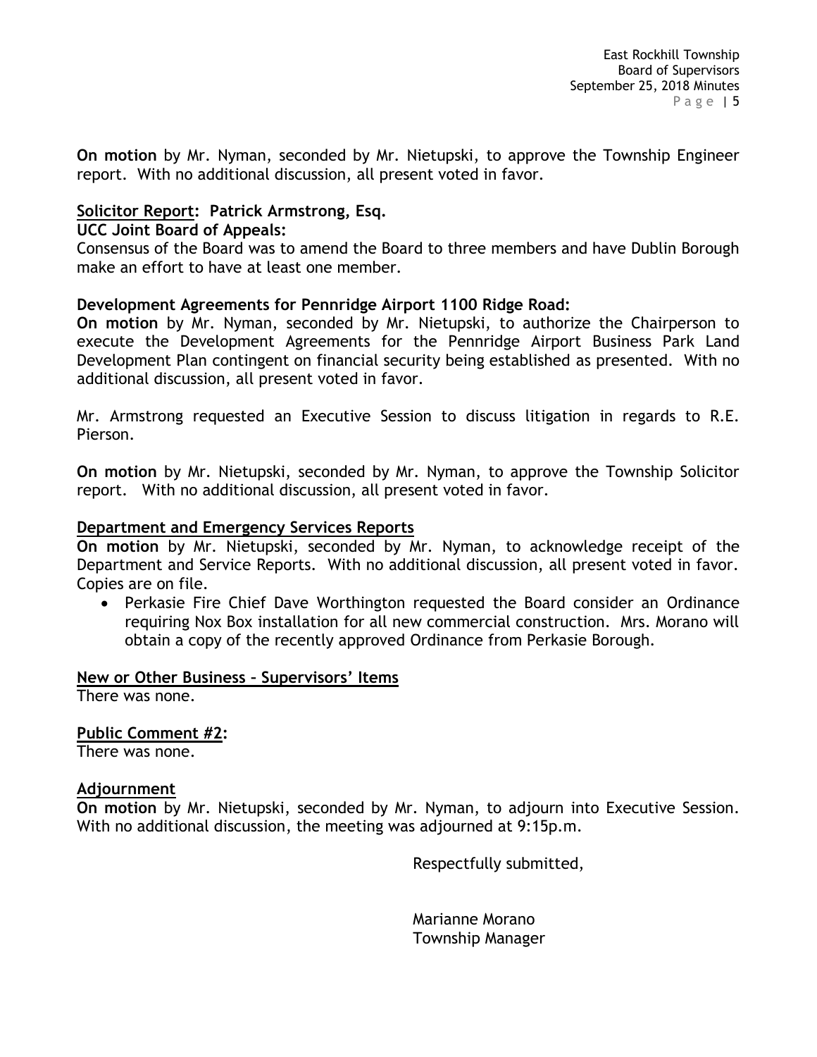**On motion** by Mr. Nyman, seconded by Mr. Nietupski, to approve the Township Engineer report. With no additional discussion, all present voted in favor.

## Solicitor Report: Patrick Armstrong, Esq.

**UCC Joint Board of Appeals:**

Consensus of the Board was to amend the Board to three members and have Dublin Borough make an effort to have at least one member.

**Development Agreements for Pennridge Airport 1100 Ridge Road:**

**On motion** by Mr. Nyman, seconded by Mr. Nietupski, to authorize the Chairperson to execute the Development Agreements for the Pennridge Airport Business Park Land Development Plan contingent on financial security being established as presented. With no additional discussion, all present voted in favor.

Mr. Armstrong requested an Executive Session to discuss litigation in regards to R.E. Pierson.

**On motion** by Mr. Nietupski, seconded by Mr. Nyman, to approve the Township Solicitor report. With no additional discussion, all present voted in favor.

## Department and Emergency Services Reports

**On motion** by Mr. Nietupski, seconded by Mr. Nyman, to acknowledge receipt of the Department and Service Reports. With no additional discussion, all present voted in favor. Copies are on file.

- Perkasie Fire Chief Dave Worthington requested the Board consider an Ordinance requiring Nox Box installation for all new commercial construction. Mrs. Morano will obtain a copy of the recently approved Ordinance from Perkasie Borough.

## New or Other Business – Supervisors' Items

There was none.

## Public Comment #2:

There was none.

## Adjournment

**On motion** by Mr. Nietupski, seconded by Mr. Nyman, to adjourn into Executive Session. With no additional discussion, the meeting was adjourned at 9:15p.m.

Respectfully submitted,

Marianne Morano
Township Manager